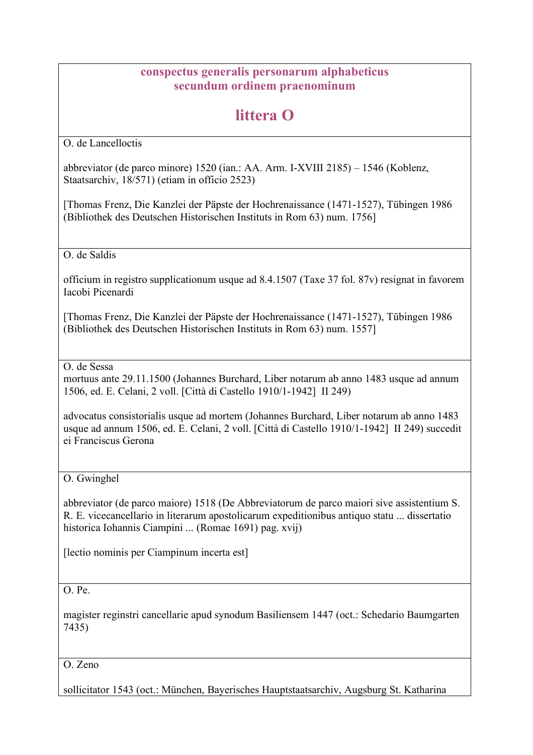**conspectus generalis personarum alphabeticus**
**secundum ordinem praenominum**

# littera O

---

O. de Lancelloctis

abbreviator (de parco minore) 1520 (ian.: AA. Arm. I-XVIII 2185) – 1546 (Koblenz, Staatsarchiv, 18/571) (etiam in officio 2523)

[Thomas Frenz, Die Kanzlei der Päpste der Hochrenaissance (1471-1527), Tübingen 1986 (Bibliothek des Deutschen Historischen Instituts in Rom 63) num. 1756]

---

O. de Saldis

officium in registro supplicationum usque ad 8.4.1507 (Taxe 37 fol. 87v) resignat in favorem Iacobi Picenardi

[Thomas Frenz, Die Kanzlei der Päpste der Hochrenaissance (1471-1527), Tübingen 1986 (Bibliothek des Deutschen Historischen Instituts in Rom 63) num. 1557]

---

O. de Sessa
mortuus ante 29.11.1500 (Johannes Burchard, Liber notarum ab anno 1483 usque ad annum 1506, ed. E. Celani, 2 voll. [Città di Castello 1910/1-1942] II 249)

advocatus consistorialis usque ad mortem (Johannes Burchard, Liber notarum ab anno 1483 usque ad annum 1506, ed. E. Celani, 2 voll. [Città di Castello 1910/1-1942] II 249) succedit ei Franciscus Gerona

---

O. Gwinghel

abbreviator (de parco maiore) 1518 (De Abbreviatorum de parco maiori sive assistentium S. R. E. vicecancellario in literarum apostolicarum expeditionibus antiquo statu ... dissertatio historica Iohannis Ciampini ... (Romae 1691) pag. xvij)

[lectio nominis per Ciampinum incerta est]

---

O. Pe.

magister reginstri cancellarie apud synodum Basiliensem 1447 (oct.: Schedario Baumgarten 7435)

---

O. Zeno

sollicitator 1543 (oct.: München, Bayerisches Hauptstaatsarchiv, Augsburg St. Katharina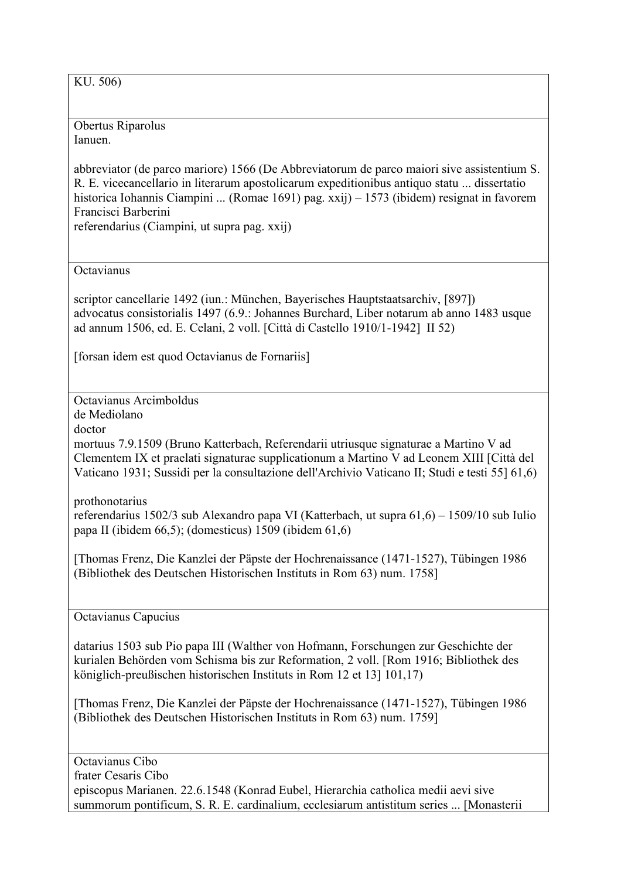KU. 506)

---

Obertus Riparolus
Ianuen.

abbreviator (de parco mariore) 1566 (De Abbreviatorum de parco maiori sive assistentium S. R. E. vicecancellario in literarum apostolicarum expeditionibus antiquo statu ... dissertatio historica Iohannis Ciampini ... (Romae 1691) pag. xxij) – 1573 (ibidem) resignat in favorem Francisci Barberini
referendarius (Ciampini, ut supra pag. xxij)

---

Octavianus

scriptor cancellarie 1492 (iun.: München, Bayerisches Hauptstaatsarchiv, [897])
advocatus consistorialis 1497 (6.9.: Johannes Burchard, Liber notarum ab anno 1483 usque ad annum 1506, ed. E. Celani, 2 voll. [Città di Castello 1910/1-1942] II 52)

[forsan idem est quod Octavianus de Fornariis]

---

Octavianus Arcimboldus
de Mediolano
doctor
mortuus 7.9.1509 (Bruno Katterbach, Referendarii utriusque signaturae a Martino V ad Clementem IX et praelati signaturae supplicationum a Martino V ad Leonem XIII [Città del Vaticano 1931; Sussidi per la consultazione dell'Archivio Vaticano II; Studi e testi 55] 61,6)

prothonotarius
referendarius 1502/3 sub Alexandro papa VI (Katterbach, ut supra 61,6) – 1509/10 sub Iulio papa II (ibidem 66,5); (domesticus) 1509 (ibidem 61,6)

[Thomas Frenz, Die Kanzlei der Päpste der Hochrenaissance (1471-1527), Tübingen 1986 (Bibliothek des Deutschen Historischen Instituts in Rom 63) num. 1758]

---

Octavianus Capucius

datarius 1503 sub Pio papa III (Walther von Hofmann, Forschungen zur Geschichte der kurialen Behörden vom Schisma bis zur Reformation, 2 voll. [Rom 1916; Bibliothek des königlich-preußischen historischen Instituts in Rom 12 et 13] 101,17)

[Thomas Frenz, Die Kanzlei der Päpste der Hochrenaissance (1471-1527), Tübingen 1986 (Bibliothek des Deutschen Historischen Instituts in Rom 63) num. 1759]

---

Octavianus Cibo
frater Cesaris Cibo
episcopus Marianen. 22.6.1548 (Konrad Eubel, Hierarchia catholica medii aevi sive summorum pontificum, S. R. E. cardinalium, ecclesiarum antistitum series ... [Monasterii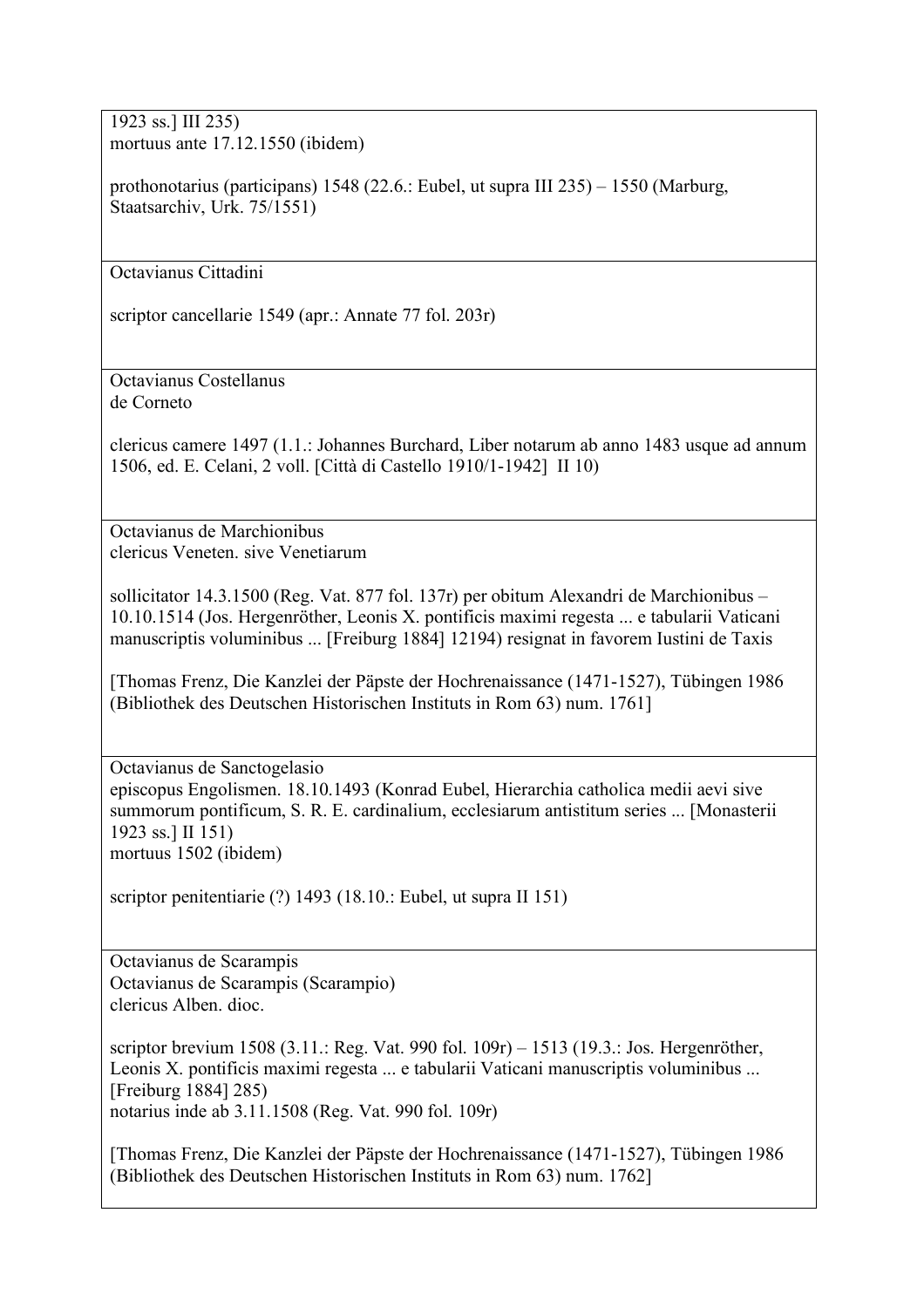1923 ss.] III 235)
mortuus ante 17.12.1550 (ibidem)

prothonotarius (participans) 1548 (22.6.: Eubel, ut supra III 235) – 1550 (Marburg, Staatsarchiv, Urk. 75/1551)

---

Octavianus Cittadini

scriptor cancellarie 1549 (apr.: Annate 77 fol. 203r)

---

Octavianus Costellanus
de Corneto

clericus camere 1497 (1.1.: Johannes Burchard, Liber notarum ab anno 1483 usque ad annum 1506, ed. E. Celani, 2 voll. [Città di Castello 1910/1-1942] II 10)

---

Octavianus de Marchionibus
clericus Veneten. sive Venetiarum

sollicitator 14.3.1500 (Reg. Vat. 877 fol. 137r) per obitum Alexandri de Marchionibus – 10.10.1514 (Jos. Hergenröther, Leonis X. pontificis maximi regesta ... e tabularii Vaticani manuscriptis voluminibus ... [Freiburg 1884] 12194) resignat in favorem Iustini de Taxis

[Thomas Frenz, Die Kanzlei der Päpste der Hochrenaissance (1471-1527), Tübingen 1986 (Bibliothek des Deutschen Historischen Instituts in Rom 63) num. 1761]

---

Octavianus de Sanctogelasio
episcopus Engolismen. 18.10.1493 (Konrad Eubel, Hierarchia catholica medii aevi sive summorum pontificum, S. R. E. cardinalium, ecclesiarum antistitum series ... [Monasterii 1923 ss.] II 151)
mortuus 1502 (ibidem)

scriptor penitentiarie (?) 1493 (18.10.: Eubel, ut supra II 151)

---

Octavianus de Scarampis
Octavianus de Scarampis (Scarampio)
clericus Alben. dioc.

scriptor brevium 1508 (3.11.: Reg. Vat. 990 fol. 109r) – 1513 (19.3.: Jos. Hergenröther, Leonis X. pontificis maximi regesta ... e tabularii Vaticani manuscriptis voluminibus ... [Freiburg 1884] 285)
notarius inde ab 3.11.1508 (Reg. Vat. 990 fol. 109r)

[Thomas Frenz, Die Kanzlei der Päpste der Hochrenaissance (1471-1527), Tübingen 1986 (Bibliothek des Deutschen Historischen Instituts in Rom 63) num. 1762]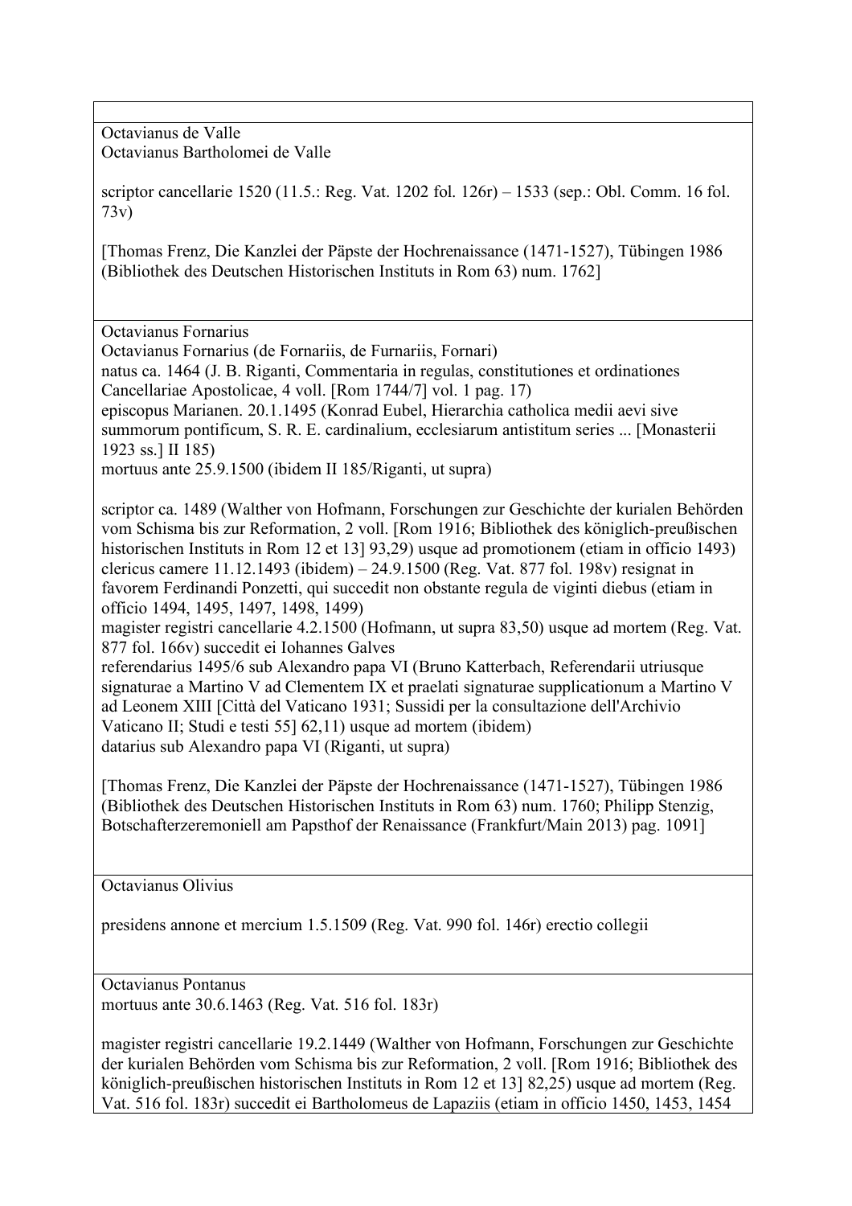Octavianus de Valle
Octavianus Bartholomei de Valle

scriptor cancellarie 1520 (11.5.: Reg. Vat. 1202 fol. 126r) – 1533 (sep.: Obl. Comm. 16 fol. 73v)

[Thomas Frenz, Die Kanzlei der Päpste der Hochrenaissance (1471-1527), Tübingen 1986 (Bibliothek des Deutschen Historischen Instituts in Rom 63) num. 1762]

---

Octavianus Fornarius
Octavianus Fornarius (de Fornariis, de Furnariis, Fornari)
natus ca. 1464 (J. B. Riganti, Commentaria in regulas, constitutiones et ordinationes Cancellariae Apostolicae, 4 voll. [Rom 1744/7] vol. 1 pag. 17)
episcopus Marianen. 20.1.1495 (Konrad Eubel, Hierarchia catholica medii aevi sive summorum pontificum, S. R. E. cardinalium, ecclesiarum antistitum series ... [Monasterii 1923 ss.] II 185)
mortuus ante 25.9.1500 (ibidem II 185/Riganti, ut supra)

scriptor ca. 1489 (Walther von Hofmann, Forschungen zur Geschichte der kurialen Behörden vom Schisma bis zur Reformation, 2 voll. [Rom 1916; Bibliothek des königlich-preußischen historischen Instituts in Rom 12 et 13] 93,29) usque ad promotionem (etiam in officio 1493)
clericus camere 11.12.1493 (ibidem) – 24.9.1500 (Reg. Vat. 877 fol. 198v) resignat in favorem Ferdinandi Ponzetti, qui succedit non obstante regula de viginti diebus (etiam in officio 1494, 1495, 1497, 1498, 1499)
magister registri cancellarie 4.2.1500 (Hofmann, ut supra 83,50) usque ad mortem (Reg. Vat. 877 fol. 166v) succedit ei Iohannes Galves
referendarius 1495/6 sub Alexandro papa VI (Bruno Katterbach, Referendarii utriusque signaturae a Martino V ad Clementem IX et praelati signaturae supplicationum a Martino V ad Leonem XIII [Città del Vaticano 1931; Sussidi per la consultazione dell'Archivio Vaticano II; Studi e testi 55] 62,11) usque ad mortem (ibidem)
datarius sub Alexandro papa VI (Riganti, ut supra)

[Thomas Frenz, Die Kanzlei der Päpste der Hochrenaissance (1471-1527), Tübingen 1986 (Bibliothek des Deutschen Historischen Instituts in Rom 63) num. 1760; Philipp Stenzig, Botschafterzeremoniell am Papsthof der Renaissance (Frankfurt/Main 2013) pag. 1091]

---

Octavianus Olivius

presidens annone et mercium 1.5.1509 (Reg. Vat. 990 fol. 146r) erectio collegii

---

Octavianus Pontanus
mortuus ante 30.6.1463 (Reg. Vat. 516 fol. 183r)

magister registri cancellarie 19.2.1449 (Walther von Hofmann, Forschungen zur Geschichte der kurialen Behörden vom Schisma bis zur Reformation, 2 voll. [Rom 1916; Bibliothek des königlich-preußischen historischen Instituts in Rom 12 et 13] 82,25) usque ad mortem (Reg. Vat. 516 fol. 183r) succedit ei Bartholomeus de Lapaziis (etiam in officio 1450, 1453, 1454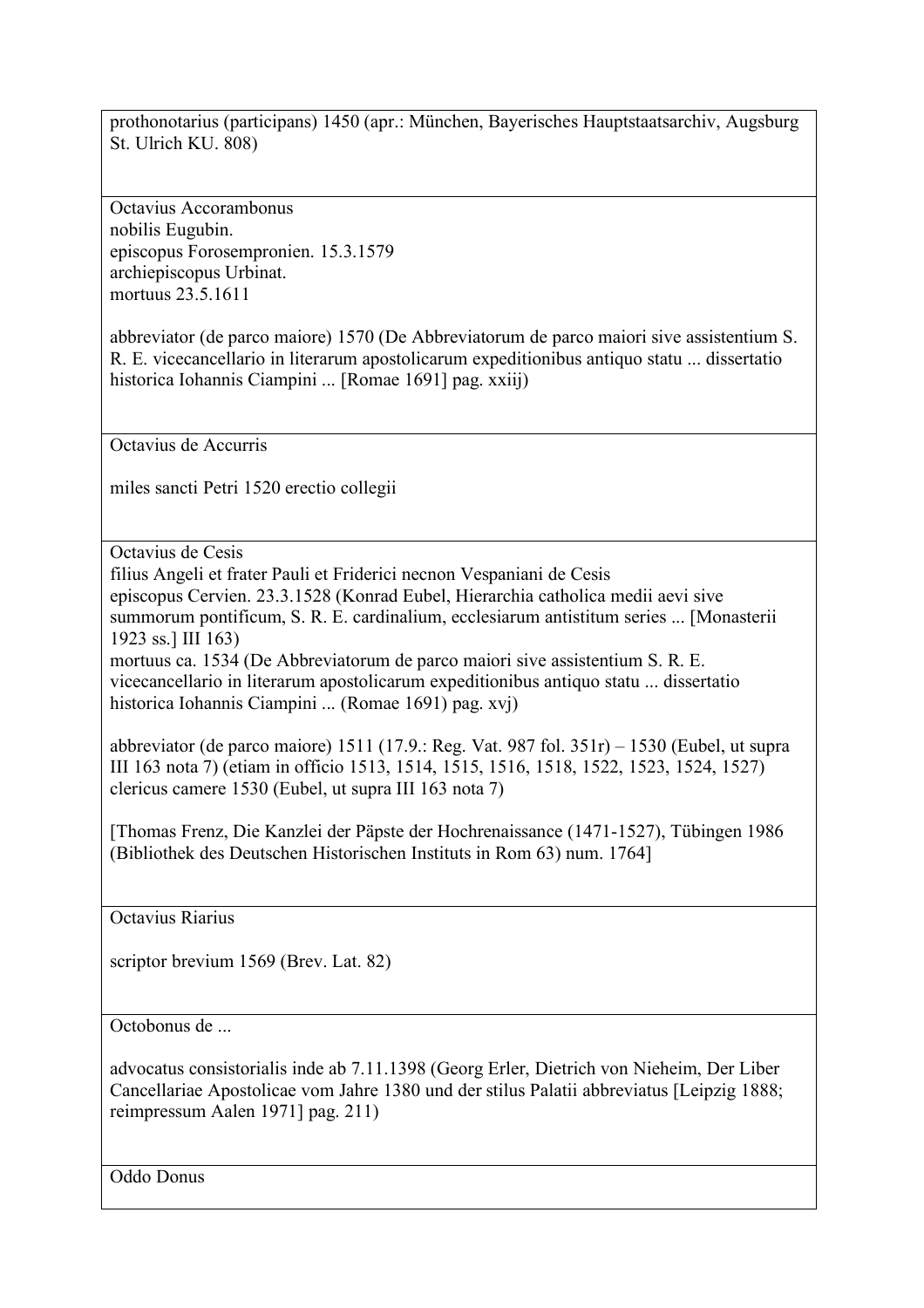prothonotarius (participans) 1450 (apr.: München, Bayerisches Hauptstaatsarchiv, Augsburg St. Ulrich KU. 808)

---

Octavius Accorambonus
nobilis Eugubin.
episcopus Forosempronien. 15.3.1579
archiepiscopus Urbinat.
mortuus 23.5.1611

abbreviator (de parco maiore) 1570 (De Abbreviatorum de parco maiori sive assistentium S. R. E. vicecancellario in literarum apostolicarum expeditionibus antiquo statu ... dissertatio historica Iohannis Ciampini ... [Romae 1691] pag. xxiij)

---

Octavius de Accurris

miles sancti Petri 1520 erectio collegii

---

Octavius de Cesis
filius Angeli et frater Pauli et Friderici necnon Vespaniani de Cesis
episcopus Cervien. 23.3.1528 (Konrad Eubel, Hierarchia catholica medii aevi sive summorum pontificum, S. R. E. cardinalium, ecclesiarum antistitum series ... [Monasterii 1923 ss.] III 163)
mortuus ca. 1534 (De Abbreviatorum de parco maiori sive assistentium S. R. E. vicecancellario in literarum apostolicarum expeditionibus antiquo statu ... dissertatio historica Iohannis Ciampini ... (Romae 1691) pag. xvj)

abbreviator (de parco maiore) 1511 (17.9.: Reg. Vat. 987 fol. 351r) – 1530 (Eubel, ut supra III 163 nota 7) (etiam in officio 1513, 1514, 1515, 1516, 1518, 1522, 1523, 1524, 1527)
clericus camere 1530 (Eubel, ut supra III 163 nota 7)

[Thomas Frenz, Die Kanzlei der Päpste der Hochrenaissance (1471-1527), Tübingen 1986 (Bibliothek des Deutschen Historischen Instituts in Rom 63) num. 1764]

---

Octavius Riarius

scriptor brevium 1569 (Brev. Lat. 82)

---

Octobonus de ...

advocatus consistorialis inde ab 7.11.1398 (Georg Erler, Dietrich von Nieheim, Der Liber Cancellariae Apostolicae vom Jahre 1380 und der stilus Palatii abbreviatus [Leipzig 1888; reimpressum Aalen 1971] pag. 211)

---

Oddo Donus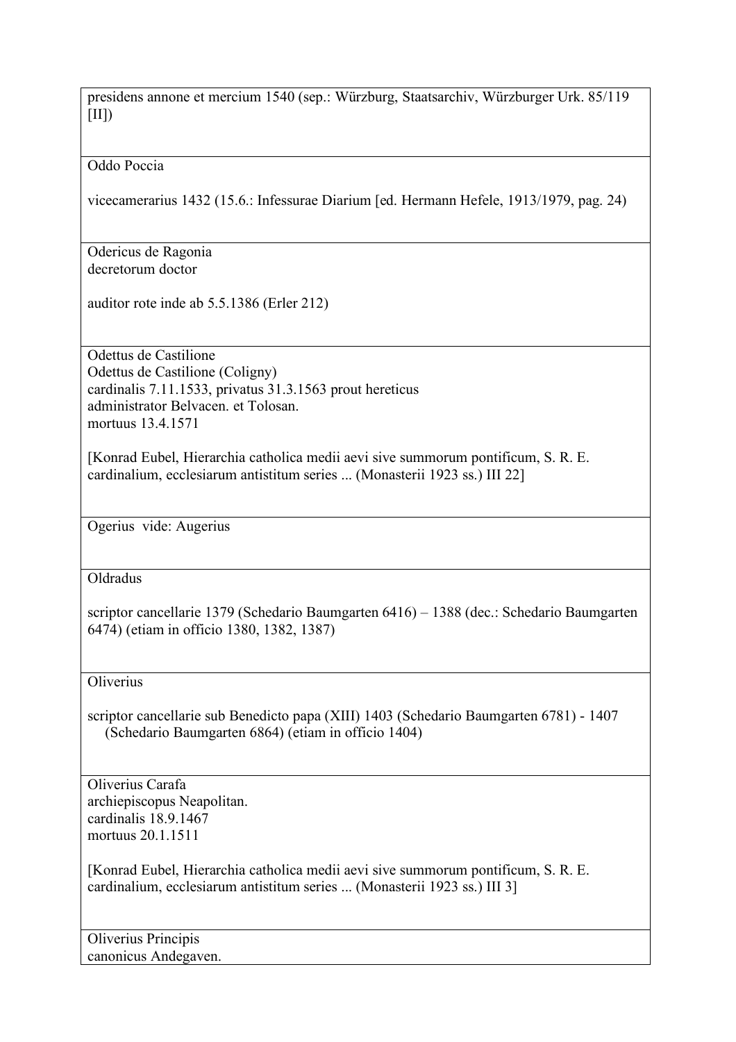presidens annone et mercium 1540 (sep.: Würzburg, Staatsarchiv, Würzburger Urk. 85/119 [II])

---

Oddo Poccia

vicecamerarius 1432 (15.6.: Infessurae Diarium [ed. Hermann Hefele, 1913/1979, pag. 24)

---

Odericus de Ragonia
decretorum doctor

auditor rote inde ab 5.5.1386 (Erler 212)

---

Odettus de Castilione
Odettus de Castilione (Coligny)
cardinalis 7.11.1533, privatus 31.3.1563 prout hereticus
administrator Belvacen. et Tolosan.
mortuus 13.4.1571

[Konrad Eubel, Hierarchia catholica medii aevi sive summorum pontificum, S. R. E. cardinalium, ecclesiarum antistitum series ... (Monasterii 1923 ss.) III 22]

---

Ogerius vide: Augerius

---

Oldradus

scriptor cancellarie 1379 (Schedario Baumgarten 6416) – 1388 (dec.: Schedario Baumgarten 6474) (etiam in officio 1380, 1382, 1387)

---

Oliverius

scriptor cancellarie sub Benedicto papa (XIII) 1403 (Schedario Baumgarten 6781) - 1407 (Schedario Baumgarten 6864) (etiam in officio 1404)

---

Oliverius Carafa
archiepiscopus Neapolitan.
cardinalis 18.9.1467
mortuus 20.1.1511

[Konrad Eubel, Hierarchia catholica medii aevi sive summorum pontificum, S. R. E. cardinalium, ecclesiarum antistitum series ... (Monasterii 1923 ss.) III 3]

---

Oliverius Principis
canonicus Andegaven.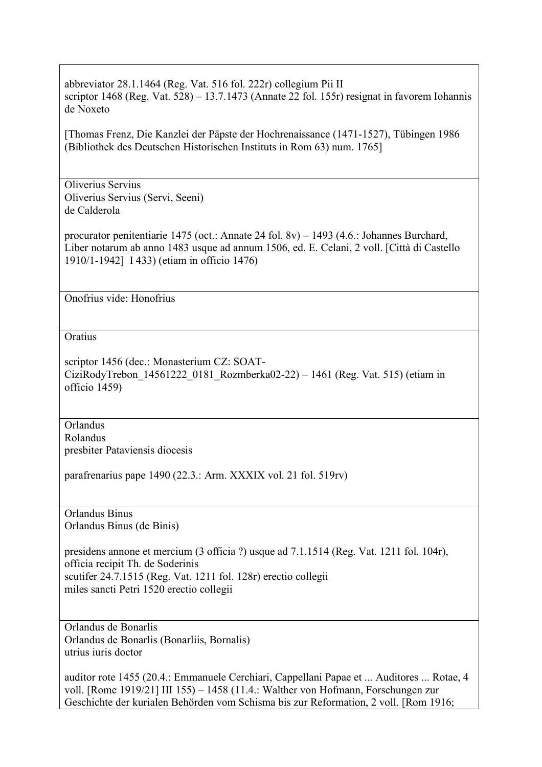abbreviator 28.1.1464 (Reg. Vat. 516 fol. 222r) collegium Pii II
scriptor 1468 (Reg. Vat. 528) – 13.7.1473 (Annate 22 fol. 155r) resignat in favorem Iohannis de Noxeto

[Thomas Frenz, Die Kanzlei der Päpste der Hochrenaissance (1471-1527), Tübingen 1986 (Bibliothek des Deutschen Historischen Instituts in Rom 63) num. 1765]

---

Oliverius Servius
Oliverius Servius (Servi, Seeni)
de Calderola

procurator penitentiarie 1475 (oct.: Annate 24 fol. 8v) – 1493 (4.6.: Johannes Burchard, Liber notarum ab anno 1483 usque ad annum 1506, ed. E. Celani, 2 voll. [Città di Castello 1910/1-1942] I 433) (etiam in officio 1476)

---

Onofrius vide: Honofrius

---

Oratius

scriptor 1456 (dec.: Monasterium CZ: SOAT-CiziRodyTrebon_14561222_0181_Rozmberka02-22) – 1461 (Reg. Vat. 515) (etiam in officio 1459)

---

Orlandus
Rolandus
presbiter Pataviensis diocesis

parafrenarius pape 1490 (22.3.: Arm. XXXIX vol. 21 fol. 519rv)

---

Orlandus Binus
Orlandus Binus (de Binis)

presidens annone et mercium (3 officia ?) usque ad 7.1.1514 (Reg. Vat. 1211 fol. 104r), officia recipit Th. de Soderinis
scutifer 24.7.1515 (Reg. Vat. 1211 fol. 128r) erectio collegii
miles sancti Petri 1520 erectio collegii

---

Orlandus de Bonarlis
Orlandus de Bonarlis (Bonarliis, Bornalis)
utrius iuris doctor

auditor rote 1455 (20.4.: Emmanuele Cerchiari, Cappellani Papae et ... Auditores ... Rotae, 4 voll. [Rome 1919/21] III 155) – 1458 (11.4.: Walther von Hofmann, Forschungen zur Geschichte der kurialen Behörden vom Schisma bis zur Reformation, 2 voll. [Rom 1916;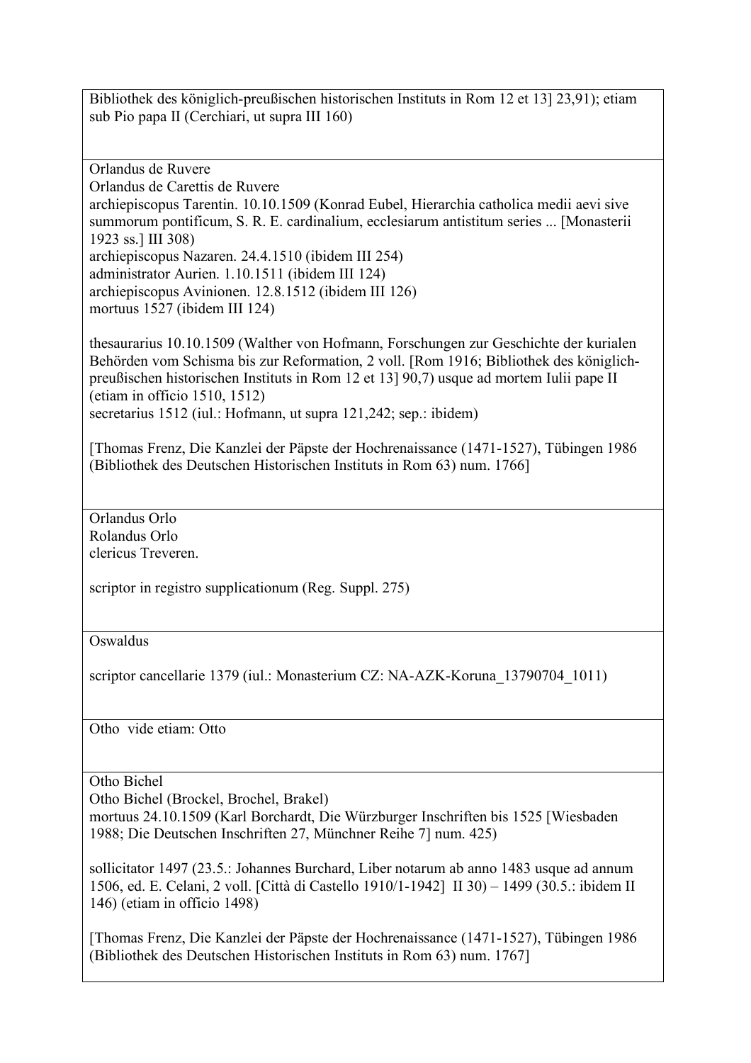Bibliothek des königlich-preußischen historischen Instituts in Rom 12 et 13] 23,91); etiam sub Pio papa II (Cerchiari, ut supra III 160)

---

Orlandus de Ruvere
Orlandus de Carettis de Ruvere
archiepiscopus Tarentin. 10.10.1509 (Konrad Eubel, Hierarchia catholica medii aevi sive summorum pontificum, S. R. E. cardinalium, ecclesiarum antistitum series ... [Monasterii 1923 ss.] III 308)
archiepiscopus Nazaren. 24.4.1510 (ibidem III 254)
administrator Aurien. 1.10.1511 (ibidem III 124)
archiepiscopus Avinionen. 12.8.1512 (ibidem III 126)
mortuus 1527 (ibidem III 124)

thesaurarius 10.10.1509 (Walther von Hofmann, Forschungen zur Geschichte der kurialen Behörden vom Schisma bis zur Reformation, 2 voll. [Rom 1916; Bibliothek des königlich-preußischen historischen Instituts in Rom 12 et 13] 90,7) usque ad mortem Iulii pape II (etiam in officio 1510, 1512)
secretarius 1512 (iul.: Hofmann, ut supra 121,242; sep.: ibidem)

[Thomas Frenz, Die Kanzlei der Päpste der Hochrenaissance (1471-1527), Tübingen 1986 (Bibliothek des Deutschen Historischen Instituts in Rom 63) num. 1766]

---

Orlandus Orlo
Rolandus Orlo
clericus Treveren.

scriptor in registro supplicationum (Reg. Suppl. 275)

---

Oswaldus

scriptor cancellarie 1379 (iul.: Monasterium CZ: NA-AZK-Koruna_13790704_1011)

---

Otho vide etiam: Otto

---

Otho Bichel
Otho Bichel (Brockel, Brochel, Brakel)
mortuus 24.10.1509 (Karl Borchardt, Die Würzburger Inschriften bis 1525 [Wiesbaden 1988; Die Deutschen Inschriften 27, Münchner Reihe 7] num. 425)

sollicitator 1497 (23.5.: Johannes Burchard, Liber notarum ab anno 1483 usque ad annum 1506, ed. E. Celani, 2 voll. [Città di Castello 1910/1-1942] II 30) – 1499 (30.5.: ibidem II 146) (etiam in officio 1498)

[Thomas Frenz, Die Kanzlei der Päpste der Hochrenaissance (1471-1527), Tübingen 1986 (Bibliothek des Deutschen Historischen Instituts in Rom 63) num. 1767]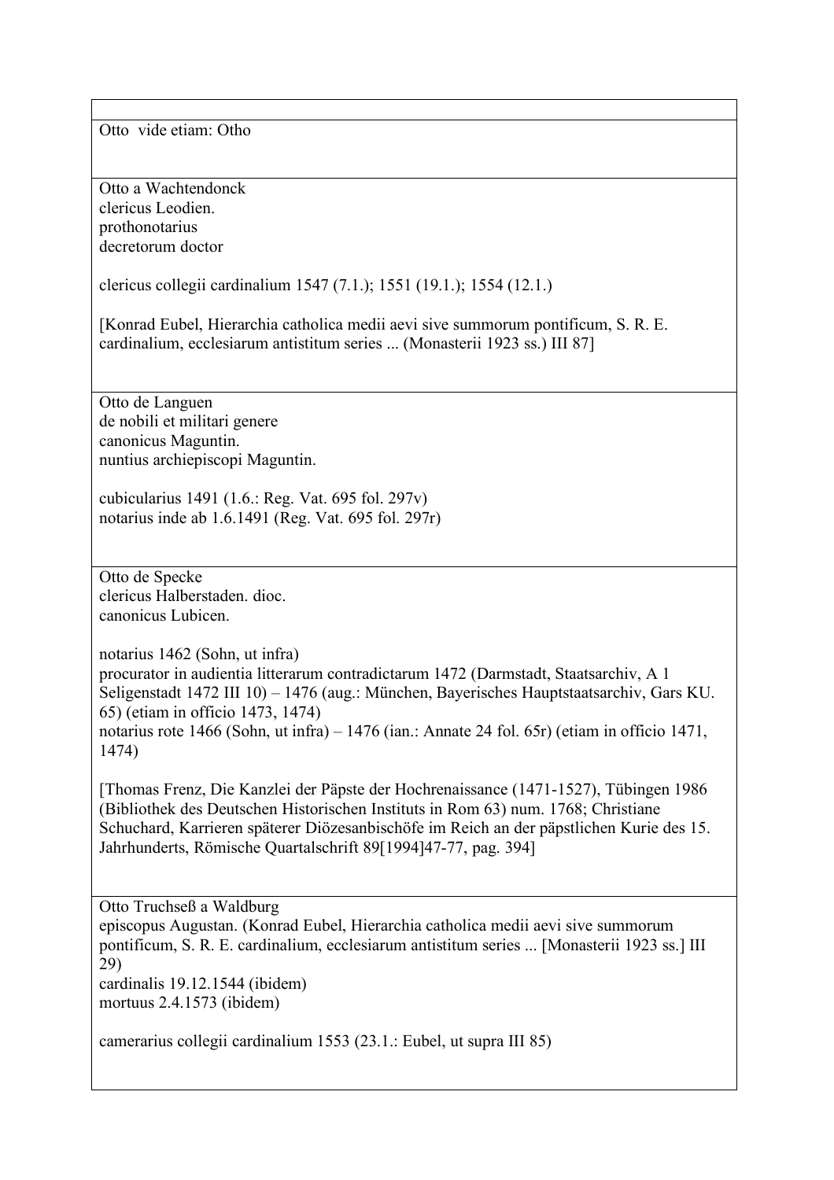Otto vide etiam: Otho

---

Otto a Wachtendonck
clericus Leodien.
prothonotarius
decretorum doctor

clericus collegii cardinalium 1547 (7.1.); 1551 (19.1.); 1554 (12.1.)

[Konrad Eubel, Hierarchia catholica medii aevi sive summorum pontificum, S. R. E. cardinalium, ecclesiarum antistitum series ... (Monasterii 1923 ss.) III 87]

---

Otto de Languen
de nobili et militari genere
canonicus Maguntin.
nuntius archiepiscopi Maguntin.

cubicularius 1491 (1.6.: Reg. Vat. 695 fol. 297v)
notarius inde ab 1.6.1491 (Reg. Vat. 695 fol. 297r)

---

Otto de Specke
clericus Halberstaden. dioc.
canonicus Lubicen.

notarius 1462 (Sohn, ut infra)
procurator in audientia litterarum contradictarum 1472 (Darmstadt, Staatsarchiv, A 1 Seligenstadt 1472 III 10) – 1476 (aug.: München, Bayerisches Hauptstaatsarchiv, Gars KU. 65) (etiam in officio 1473, 1474)
notarius rote 1466 (Sohn, ut infra) – 1476 (ian.: Annate 24 fol. 65r) (etiam in officio 1471, 1474)

[Thomas Frenz, Die Kanzlei der Päpste der Hochrenaissance (1471-1527), Tübingen 1986 (Bibliothek des Deutschen Historischen Instituts in Rom 63) num. 1768; Christiane Schuchard, Karrieren späterer Diözesanbischöfe im Reich an der päpstlichen Kurie des 15. Jahrhunderts, Römische Quartalschrift 89[1994]47-77, pag. 394]

---

Otto Truchseß a Waldburg
episcopus Augustan. (Konrad Eubel, Hierarchia catholica medii aevi sive summorum pontificum, S. R. E. cardinalium, ecclesiarum antistitum series ... [Monasterii 1923 ss.] III 29)
cardinalis 19.12.1544 (ibidem)
mortuus 2.4.1573 (ibidem)

camerarius collegii cardinalium 1553 (23.1.: Eubel, ut supra III 85)